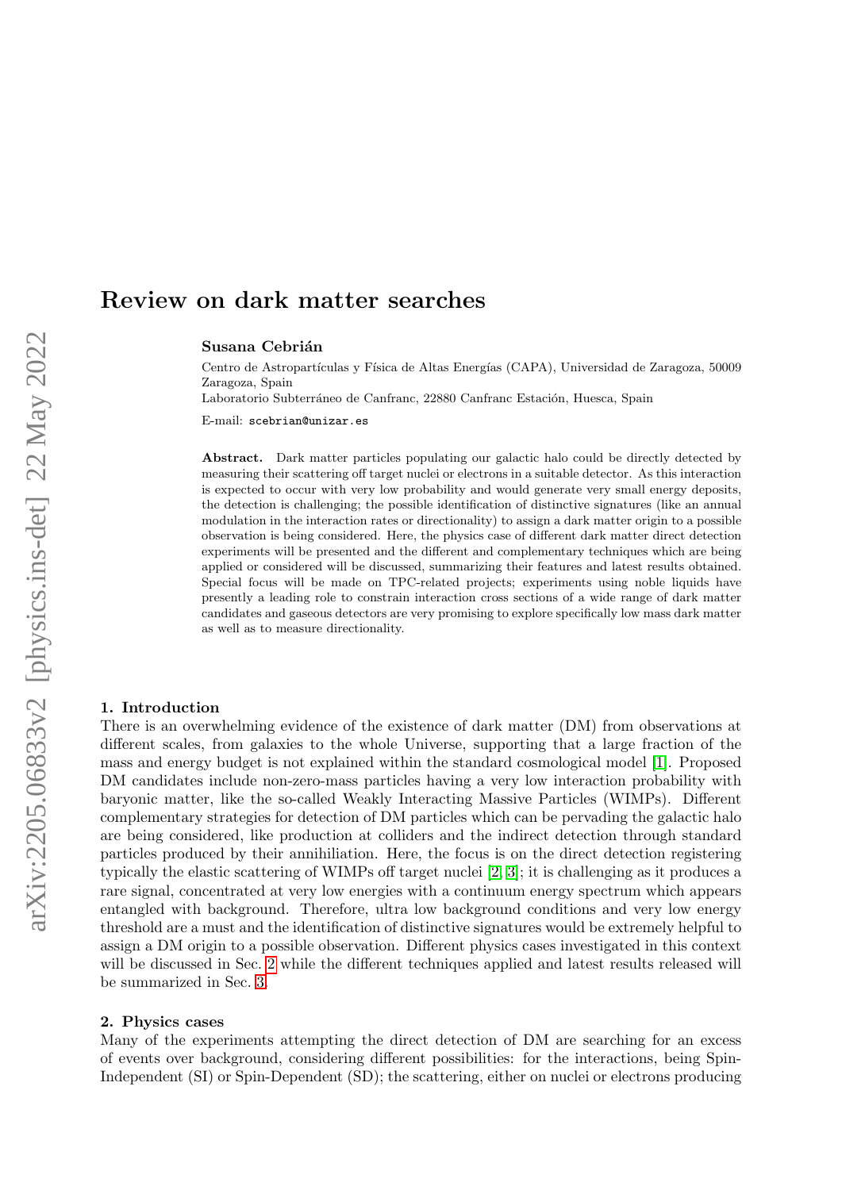# Review on dark matter searches

**Susana Cebrián**

Centro de Astropartículas y Física de Altas Energías (CAPA), Universidad de Zaragoza, 50009 Zaragoza, Spain

Laboratorio Subterráneo de Canfranc, 22880 Canfranc Estación, Huesca, Spain

E-mail: scebrian@unizar.es

**Abstract.** Dark matter particles populating our galactic halo could be directly detected by measuring their scattering off target nuclei or electrons in a suitable detector. As this interaction is expected to occur with very low probability and would generate very small energy deposits, the detection is challenging; the possible identification of distinctive signatures (like an annual modulation in the interaction rates or directionality) to assign a dark matter origin to a possible observation is being considered. Here, the physics case of different dark matter direct detection experiments will be presented and the different and complementary techniques which are being applied or considered will be discussed, summarizing their features and latest results obtained. Special focus will be made on TPC-related projects; experiments using noble liquids have presently a leading role to constrain interaction cross sections of a wide range of dark matter candidates and gaseous detectors are very promising to explore specifically low mass dark matter as well as to measure directionality.

## 1. Introduction

There is an overwhelming evidence of the existence of dark matter (DM) from observations at different scales, from galaxies to the whole Universe, supporting that a large fraction of the mass and energy budget is not explained within the standard cosmological model [1]. Proposed DM candidates include non-zero-mass particles having a very low interaction probability with baryonic matter, like the so-called Weakly Interacting Massive Particles (WIMPs). Different complementary strategies for detection of DM particles which can be pervading the galactic halo are being considered, like production at colliders and the indirect detection through standard particles produced by their annihiliation. Here, the focus is on the direct detection registering typically the elastic scattering of WIMPs off target nuclei [2, 3]; it is challenging as it produces a rare signal, concentrated at very low energies with a continuum energy spectrum which appears entangled with background. Therefore, ultra low background conditions and very low energy threshold are a must and the identification of distinctive signatures would be extremely helpful to assign a DM origin to a possible observation. Different physics cases investigated in this context will be discussed in Sec. 2 while the different techniques applied and latest results released will be summarized in Sec. 3.

## 2. Physics cases

Many of the experiments attempting the direct detection of DM are searching for an excess of events over background, considering different possibilities: for the interactions, being Spin-Independent (SI) or Spin-Dependent (SD); the scattering, either on nuclei or electrons producing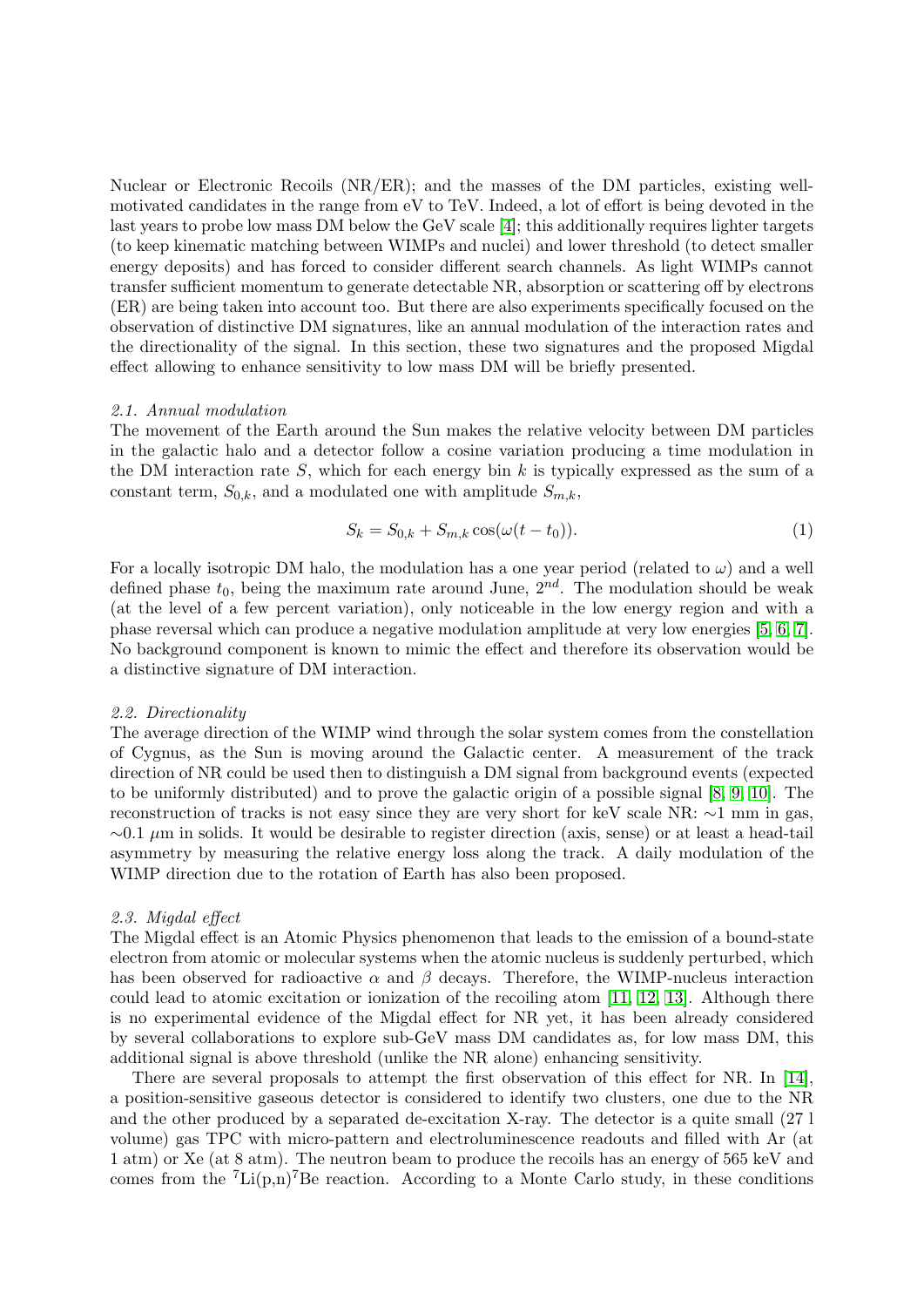Nuclear or Electronic Recoils (NR/ER); and the masses of the DM particles, existing well-motivated candidates in the range from eV to TeV. Indeed, a lot of effort is being devoted in the last years to probe low mass DM below the GeV scale [4]; this additionally requires lighter targets (to keep kinematic matching between WIMPs and nuclei) and lower threshold (to detect smaller energy deposits) and has forced to consider different search channels. As light WIMPs cannot transfer sufficient momentum to generate detectable NR, absorption or scattering off by electrons (ER) are being taken into account too. But there are also experiments specifically focused on the observation of distinctive DM signatures, like an annual modulation of the interaction rates and the directionality of the signal. In this section, these two signatures and the proposed Migdal effect allowing to enhance sensitivity to low mass DM will be briefly presented.

### *2.1. Annual modulation*

The movement of the Earth around the Sun makes the relative velocity between DM particles in the galactic halo and a detector follow a cosine variation producing a time modulation in the DM interaction rate $S$, which for each energy bin $k$ is typically expressed as the sum of a constant term, $S_{0,k}$, and a modulated one with amplitude $S_{m,k}$,

$$S_k = S_{0,k} + S_{m,k} \cos(\omega(t - t_0)). \tag{1}$$

For a locally isotropic DM halo, the modulation has a one year period (related to $\omega$) and a well defined phase $t_0$, being the maximum rate around June, $2^{nd}$. The modulation should be weak (at the level of a few percent variation), only noticeable in the low energy region and with a phase reversal which can produce a negative modulation amplitude at very low energies [5, 6, 7]. No background component is known to mimic the effect and therefore its observation would be a distinctive signature of DM interaction.

### *2.2. Directionality*

The average direction of the WIMP wind through the solar system comes from the constellation of Cygnus, as the Sun is moving around the Galactic center. A measurement of the track direction of NR could be used then to distinguish a DM signal from background events (expected to be uniformly distributed) and to prove the galactic origin of a possible signal [8, 9, 10]. The reconstruction of tracks is not easy since they are very short for keV scale NR: $\sim$1 mm in gas, $\sim$0.1 $\mu$m in solids. It would be desirable to register direction (axis, sense) or at least a head-tail asymmetry by measuring the relative energy loss along the track. A daily modulation of the WIMP direction due to the rotation of Earth has also been proposed.

### *2.3. Migdal effect*

The Migdal effect is an Atomic Physics phenomenon that leads to the emission of a bound-state electron from atomic or molecular systems when the atomic nucleus is suddenly perturbed, which has been observed for radioactive $\alpha$ and $\beta$ decays. Therefore, the WIMP-nucleus interaction could lead to atomic excitation or ionization of the recoiling atom [11, 12, 13]. Although there is no experimental evidence of the Migdal effect for NR yet, it has been already considered by several collaborations to explore sub-GeV mass DM candidates as, for low mass DM, this additional signal is above threshold (unlike the NR alone) enhancing sensitivity.

There are several proposals to attempt the first observation of this effect for NR. In [14], a position-sensitive gaseous detector is considered to identify two clusters, one due to the NR and the other produced by a separated de-excitation X-ray. The detector is a quite small (27 l volume) gas TPC with micro-pattern and electroluminescence readouts and filled with Ar (at 1 atm) or Xe (at 8 atm). The neutron beam to produce the recoils has an energy of 565 keV and comes from the $^{7}$Li(p,n)$^{7}$Be reaction. According to a Monte Carlo study, in these conditions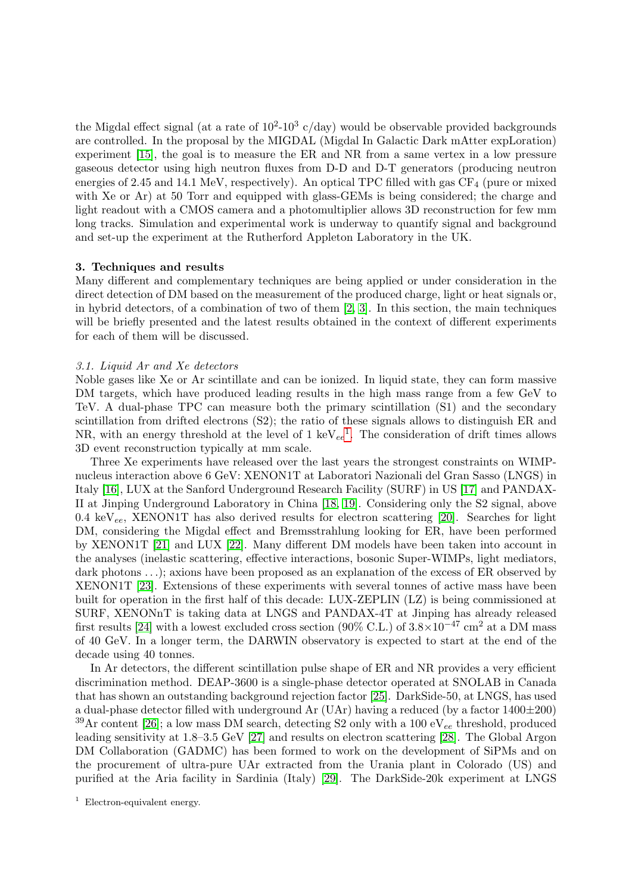the Migdal effect signal (at a rate of $10^2$-$10^3$ c/day) would be observable provided backgrounds are controlled. In the proposal by the MIGDAL (Migdal In Galactic Dark mAtter expLoration) experiment [15], the goal is to measure the ER and NR from a same vertex in a low pressure gaseous detector using high neutron fluxes from D-D and D-T generators (producing neutron energies of 2.45 and 14.1 MeV, respectively). An optical TPC filled with gas $CF_4$ (pure or mixed with Xe or Ar) at 50 Torr and equipped with glass-GEMs is being considered; the charge and light readout with a CMOS camera and a photomultiplier allows 3D reconstruction for few mm long tracks. Simulation and experimental work is underway to quantify signal and background and set-up the experiment at the Rutherford Appleton Laboratory in the UK.

## 3. Techniques and results

Many different and complementary techniques are being applied or under consideration in the direct detection of DM based on the measurement of the produced charge, light or heat signals or, in hybrid detectors, of a combination of two of them [2, 3]. In this section, the main techniques will be briefly presented and the latest results obtained in the context of different experiments for each of them will be discussed.

### *3.1. Liquid Ar and Xe detectors*

Noble gases like Xe or Ar scintillate and can be ionized. In liquid state, they can form massive DM targets, which have produced leading results in the high mass range from a few GeV to TeV. A dual-phase TPC can measure both the primary scintillation (S1) and the secondary scintillation from drifted electrons (S2); the ratio of these signals allows to distinguish ER and NR, with an energy threshold at the level of 1 $\text{keV}_{ee}$[1]. The consideration of drift times allows 3D event reconstruction typically at mm scale.

Three Xe experiments have released over the last years the strongest constraints on WIMP-nucleus interaction above 6 GeV: XENON1T at Laboratori Nazionali del Gran Sasso (LNGS) in Italy [16], LUX at the Sanford Underground Research Facility (SURF) in US [17] and PANDAX-II at Jinping Underground Laboratory in China [18, 19]. Considering only the S2 signal, above 0.4 $\text{keV}_{ee}$, XENON1T has also derived results for electron scattering [20]. Searches for light DM, considering the Migdal effect and Bremsstrahlung looking for ER, have been performed by XENON1T [21] and LUX [22]. Many different DM models have been taken into account in the analyses (inelastic scattering, effective interactions, bosonic Super-WIMPs, light mediators, dark photons . . .); axions have been proposed as an explanation of the excess of ER observed by XENON1T [23]. Extensions of these experiments with several tonnes of active mass have been built for operation in the first half of this decade: LUX-ZEPLIN (LZ) is being commissioned at SURF, XENONnT is taking data at LNGS and PANDAX-4T at Jinping has already released first results [24] with a lowest excluded cross section (90% C.L.) of $3.8\times10^{-47}$ cm$^2$ at a DM mass of 40 GeV. In a longer term, the DARWIN observatory is expected to start at the end of the decade using 40 tonnes.

In Ar detectors, the different scintillation pulse shape of ER and NR provides a very efficient discrimination method. DEAP-3600 is a single-phase detector operated at SNOLAB in Canada that has shown an outstanding background rejection factor [25]. DarkSide-50, at LNGS, has used a dual-phase detector filled with underground Ar (UAr) having a reduced (by a factor 1400±200) $^{39}$Ar content [26]; a low mass DM search, detecting S2 only with a 100 $\text{eV}_{ee}$ threshold, produced leading sensitivity at 1.8–3.5 GeV [27] and results on electron scattering [28]. The Global Argon DM Collaboration (GADMC) has been formed to work on the development of SiPMs and on the procurement of ultra-pure UAr extracted from the Urania plant in Colorado (US) and purified at the Aria facility in Sardinia (Italy) [29]. The DarkSide-20k experiment at LNGS

[1] Electron-equivalent energy.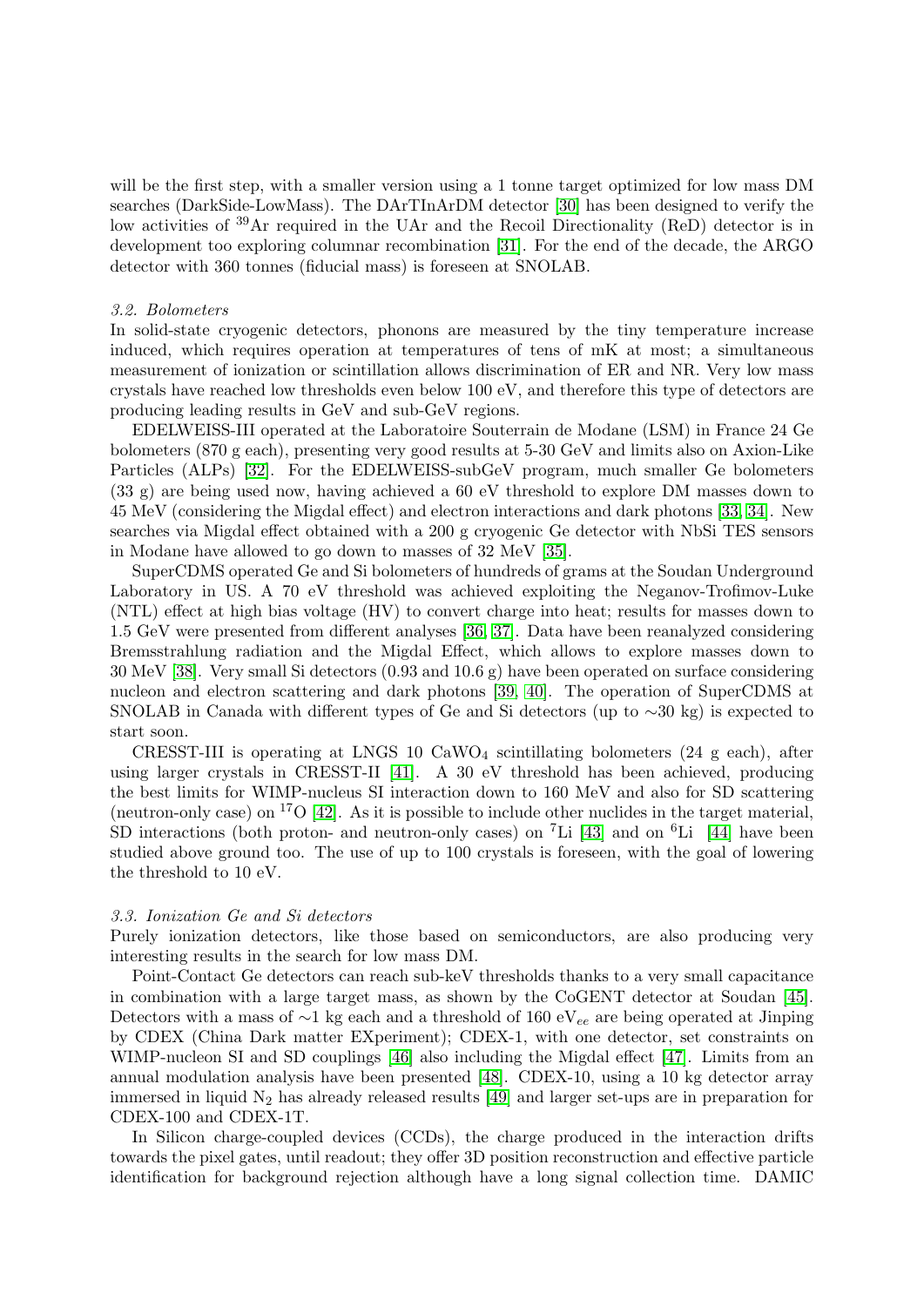will be the first step, with a smaller version using a 1 tonne target optimized for low mass DM searches (DarkSide-LowMass). The DArTInArDM detector [30] has been designed to verify the low activities of $^{39}$Ar required in the UAr and the Recoil Directionality (ReD) detector is in development too exploring columnar recombination [31]. For the end of the decade, the ARGO detector with 360 tonnes (fiducial mass) is foreseen at SNOLAB.

### *3.2. Bolometers*

In solid-state cryogenic detectors, phonons are measured by the tiny temperature increase induced, which requires operation at temperatures of tens of mK at most; a simultaneous measurement of ionization or scintillation allows discrimination of ER and NR. Very low mass crystals have reached low thresholds even below 100 eV, and therefore this type of detectors are producing leading results in GeV and sub-GeV regions.

EDELWEISS-III operated at the Laboratoire Souterrain de Modane (LSM) in France 24 Ge bolometers (870 g each), presenting very good results at 5-30 GeV and limits also on Axion-Like Particles (ALPs) [32]. For the EDELWEISS-subGeV program, much smaller Ge bolometers (33 g) are being used now, having achieved a 60 eV threshold to explore DM masses down to 45 MeV (considering the Migdal effect) and electron interactions and dark photons [33, 34]. New searches via Migdal effect obtained with a 200 g cryogenic Ge detector with NbSi TES sensors in Modane have allowed to go down to masses of 32 MeV [35].

SuperCDMS operated Ge and Si bolometers of hundreds of grams at the Soudan Underground Laboratory in US. A 70 eV threshold was achieved exploiting the Neganov-Trofimov-Luke (NTL) effect at high bias voltage (HV) to convert charge into heat; results for masses down to 1.5 GeV were presented from different analyses [36, 37]. Data have been reanalyzed considering Bremsstrahlung radiation and the Migdal Effect, which allows to explore masses down to 30 MeV [38]. Very small Si detectors (0.93 and 10.6 g) have been operated on surface considering nucleon and electron scattering and dark photons [39, 40]. The operation of SuperCDMS at SNOLAB in Canada with different types of Ge and Si detectors (up to $\sim$30 kg) is expected to start soon.

CRESST-III is operating at LNGS 10 $CaWO_4$ scintillating bolometers (24 g each), after using larger crystals in CRESST-II [41]. A 30 eV threshold has been achieved, producing the best limits for WIMP-nucleus SI interaction down to 160 MeV and also for SD scattering (neutron-only case) on $^{17}$O [42]. As it is possible to include other nuclides in the target material, SD interactions (both proton- and neutron-only cases) on $^{7}$Li [43] and on $^{6}$Li [44] have been studied above ground too. The use of up to 100 crystals is foreseen, with the goal of lowering the threshold to 10 eV.

### *3.3. Ionization Ge and Si detectors*

Purely ionization detectors, like those based on semiconductors, are also producing very interesting results in the search for low mass DM.

Point-Contact Ge detectors can reach sub-keV thresholds thanks to a very small capacitance in combination with a large target mass, as shown by the CoGENT detector at Soudan [45]. Detectors with a mass of $\sim$1 kg each and a threshold of 160 eV$_{ee}$ are being operated at Jinping by CDEX (China Dark matter EXperiment); CDEX-1, with one detector, set constraints on WIMP-nucleon SI and SD couplings [46] also including the Migdal effect [47]. Limits from an annual modulation analysis have been presented [48]. CDEX-10, using a 10 kg detector array immersed in liquid $N_2$ has already released results [49] and larger set-ups are in preparation for CDEX-100 and CDEX-1T.

In Silicon charge-coupled devices (CCDs), the charge produced in the interaction drifts towards the pixel gates, until readout; they offer 3D position reconstruction and effective particle identification for background rejection although have a long signal collection time. DAMIC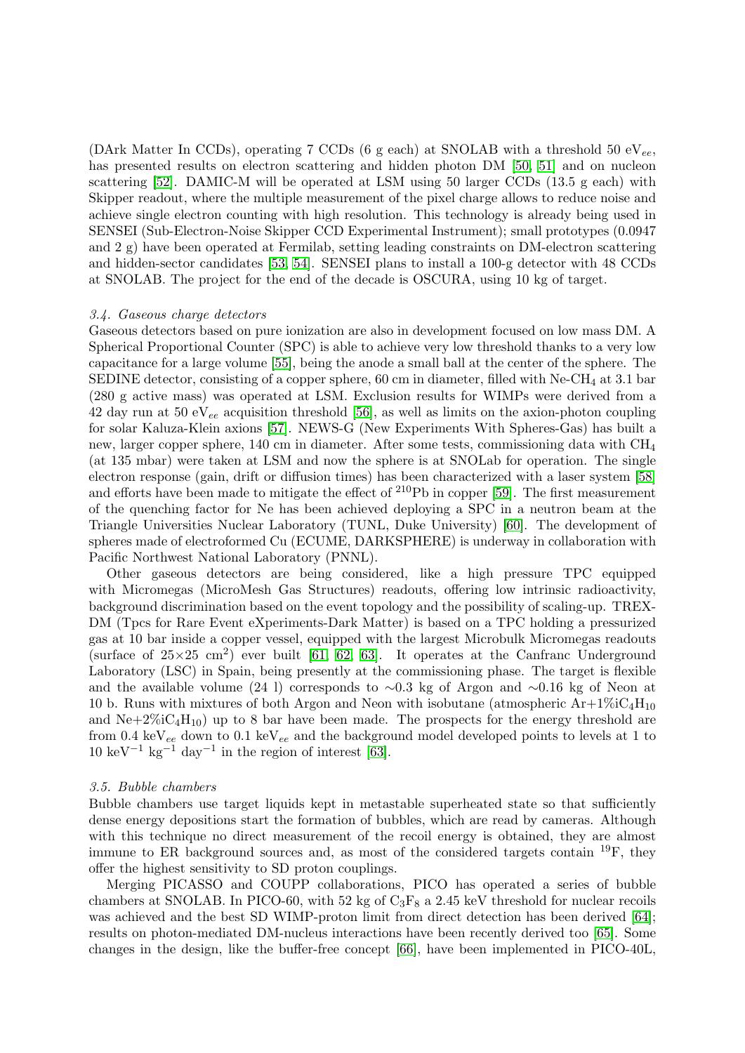(DArk Matter In CCDs), operating 7 CCDs (6 g each) at SNOLAB with a threshold 50 $eV_{ee}$, has presented results on electron scattering and hidden photon DM [50, 51] and on nucleon scattering [52]. DAMIC-M will be operated at LSM using 50 larger CCDs (13.5 g each) with Skipper readout, where the multiple measurement of the pixel charge allows to reduce noise and achieve single electron counting with high resolution. This technology is already being used in SENSEI (Sub-Electron-Noise Skipper CCD Experimental Instrument); small prototypes (0.0947 and 2 g) have been operated at Fermilab, setting leading constraints on DM-electron scattering and hidden-sector candidates [53, 54]. SENSEI plans to install a 100-g detector with 48 CCDs at SNOLAB. The project for the end of the decade is OSCURA, using 10 kg of target.

### *3.4. Gaseous charge detectors*

Gaseous detectors based on pure ionization are also in development focused on low mass DM. A Spherical Proportional Counter (SPC) is able to achieve very low threshold thanks to a very low capacitance for a large volume [55], being the anode a small ball at the center of the sphere. The SEDINE detector, consisting of a copper sphere, 60 cm in diameter, filled with Ne-$CH_4$ at 3.1 bar (280 g active mass) was operated at LSM. Exclusion results for WIMPs were derived from a 42 day run at 50 $eV_{ee}$ acquisition threshold [56], as well as limits on the axion-photon coupling for solar Kaluza-Klein axions [57]. NEWS-G (New Experiments With Spheres-Gas) has built a new, larger copper sphere, 140 cm in diameter. After some tests, commissioning data with $CH_4$ (at 135 mbar) were taken at LSM and now the sphere is at SNOLab for operation. The single electron response (gain, drift or diffusion times) has been characterized with a laser system [58] and efforts have been made to mitigate the effect of $^{210}$Pb in copper [59]. The first measurement of the quenching factor for Ne has been achieved deploying a SPC in a neutron beam at the Triangle Universities Nuclear Laboratory (TUNL, Duke University) [60]. The development of spheres made of electroformed Cu (ECUME, DARKSPHERE) is underway in collaboration with Pacific Northwest National Laboratory (PNNL).

Other gaseous detectors are being considered, like a high pressure TPC equipped with Micromegas (MicroMesh Gas Structures) readouts, offering low intrinsic radioactivity, background discrimination based on the event topology and the possibility of scaling-up. TREX-DM (Tpcs for Rare Event eXperiments-Dark Matter) is based on a TPC holding a pressurized gas at 10 bar inside a copper vessel, equipped with the largest Microbulk Micromegas readouts (surface of 25×25 $cm^2$) ever built [61, 62, 63]. It operates at the Canfranc Underground Laboratory (LSC) in Spain, being presently at the commissioning phase. The target is flexible and the available volume (24 l) corresponds to ∼0.3 kg of Argon and ∼0.16 kg of Neon at 10 b. Runs with mixtures of both Argon and Neon with isobutane (atmospheric Ar+1%i$C_4H_{10}$ and Ne+2%i$C_4H_{10}$) up to 8 bar have been made. The prospects for the energy threshold are from 0.4 $keV_{ee}$ down to 0.1 $keV_{ee}$ and the background model developed points to levels at 1 to 10 $keV^{-1}$ $kg^{-1}$ $day^{-1}$ in the region of interest [63].

### *3.5. Bubble chambers*

Bubble chambers use target liquids kept in metastable superheated state so that sufficiently dense energy depositions start the formation of bubbles, which are read by cameras. Although with this technique no direct measurement of the recoil energy is obtained, they are almost immune to ER background sources and, as most of the considered targets contain $^{19}$F, they offer the highest sensitivity to SD proton couplings.

Merging PICASSO and COUPP collaborations, PICO has operated a series of bubble chambers at SNOLAB. In PICO-60, with 52 kg of $C_3F_8$ a 2.45 keV threshold for nuclear recoils was achieved and the best SD WIMP-proton limit from direct detection has been derived [64]; results on photon-mediated DM-nucleus interactions have been recently derived too [65]. Some changes in the design, like the buffer-free concept [66], have been implemented in PICO-40L,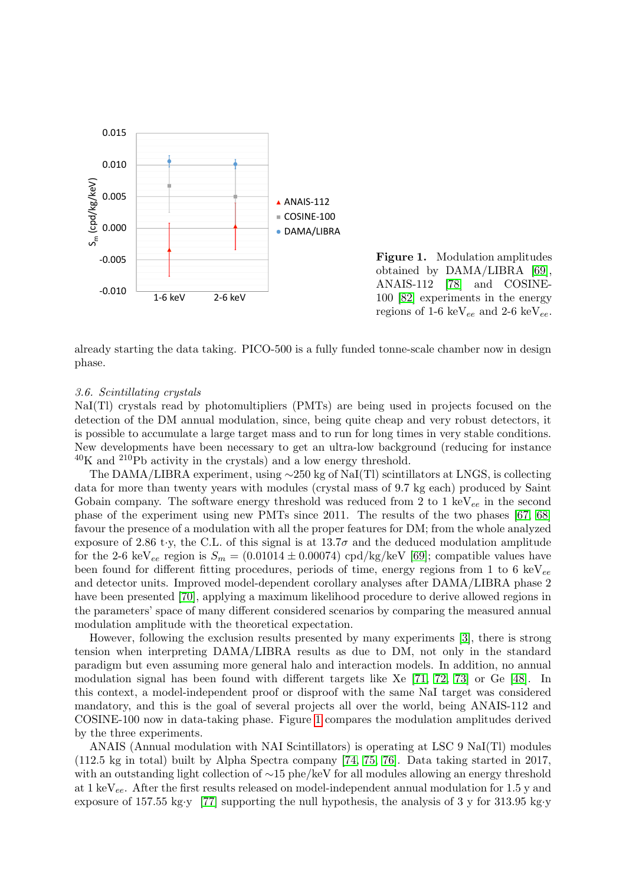**Figure 1.** Modulation amplitudes obtained by DAMA/LIBRA [69], ANAIS-112 [78] and COSINE-100 [82] experiments in the energy regions of 1-6 keV$_{ee}$ and 2-6 keV$_{ee}$.

already starting the data taking. PICO-500 is a fully funded tonne-scale chamber now in design phase.

### *3.6. Scintillating crystals*

NaI(Tl) crystals read by photomultipliers (PMTs) are being used in projects focused on the detection of the DM annual modulation, since, being quite cheap and very robust detectors, it is possible to accumulate a large target mass and to run for long times in very stable conditions. New developments have been necessary to get an ultra-low background (reducing for instance $^{40}$K and $^{210}$Pb activity in the crystals) and a low energy threshold.

The DAMA/LIBRA experiment, using ~250 kg of NaI(Tl) scintillators at LNGS, is collecting data for more than twenty years with modules (crystal mass of 9.7 kg each) produced by Saint Gobain company. The software energy threshold was reduced from 2 to 1 keV$_{ee}$ in the second phase of the experiment using new PMTs since 2011. The results of the two phases [67, 68] favour the presence of a modulation with all the proper features for DM; from the whole analyzed exposure of 2.86 t·y, the C.L. of this signal is at 13.7$\sigma$ and the deduced modulation amplitude for the 2-6 keV$_{ee}$ region is $S_m = (0.01014 \pm 0.00074)$ cpd/kg/keV [69]; compatible values have been found for different fitting procedures, periods of time, energy regions from 1 to 6 keV$_{ee}$ and detector units. Improved model-dependent corollary analyses after DAMA/LIBRA phase 2 have been presented [70], applying a maximum likelihood procedure to derive allowed regions in the parameters' space of many different considered scenarios by comparing the measured annual modulation amplitude with the theoretical expectation.

However, following the exclusion results presented by many experiments [3], there is strong tension when interpreting DAMA/LIBRA results as due to DM, not only in the standard paradigm but even assuming more general halo and interaction models. In addition, no annual modulation signal has been found with different targets like Xe [71, 72, 73] or Ge [48]. In this context, a model-independent proof or disproof with the same NaI target was considered mandatory, and this is the goal of several projects all over the world, being ANAIS-112 and COSINE-100 now in data-taking phase. Figure 1 compares the modulation amplitudes derived by the three experiments.

ANAIS (Annual modulation with NAI Scintillators) is operating at LSC 9 NaI(Tl) modules (112.5 kg in total) built by Alpha Spectra company [74, 75, 76]. Data taking started in 2017, with an outstanding light collection of ~15 phe/keV for all modules allowing an energy threshold at 1 keV$_{ee}$. After the first results released on model-independent annual modulation for 1.5 y and exposure of 157.55 kg·y [77] supporting the null hypothesis, the analysis of 3 y for 313.95 kg·y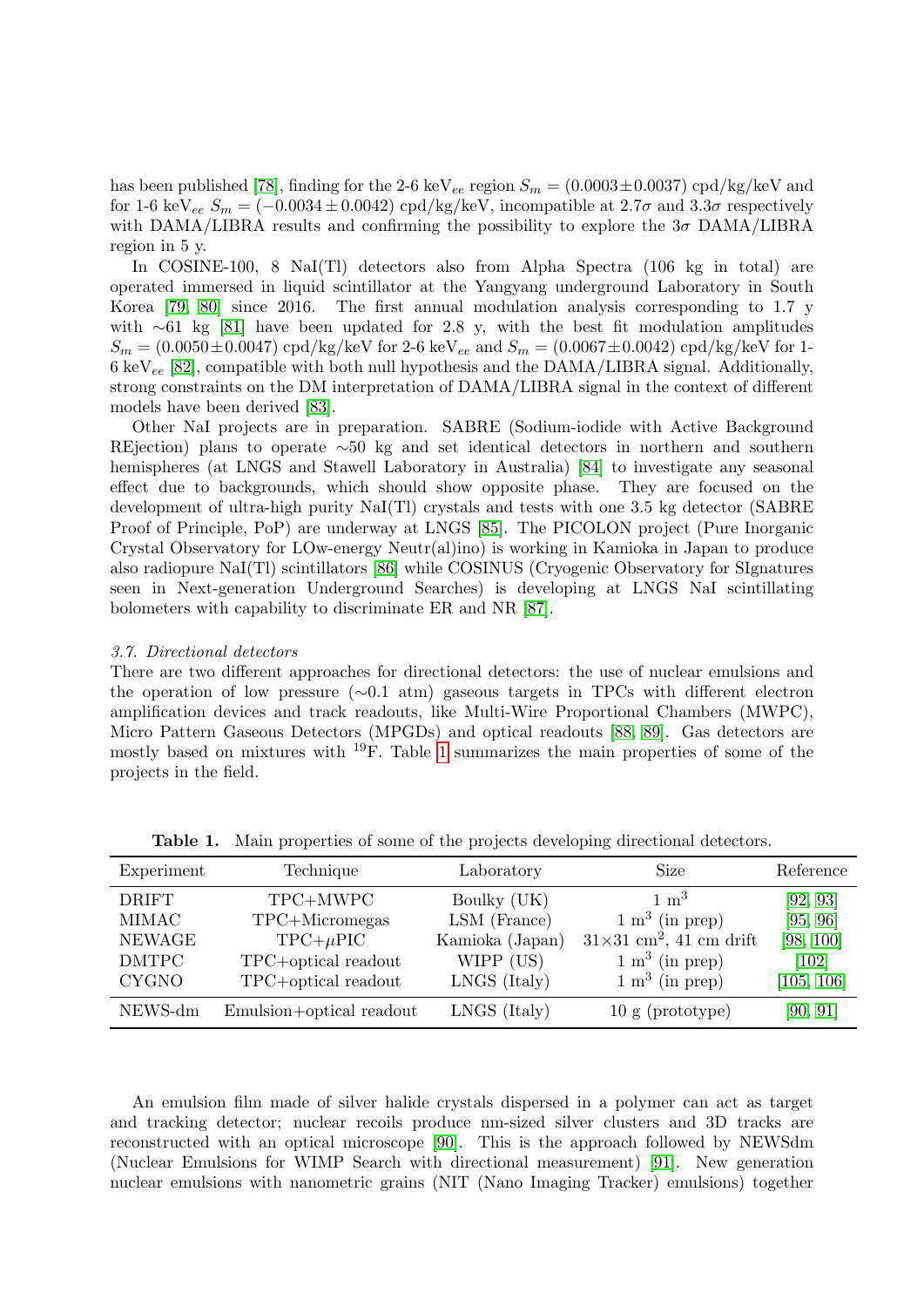has been published [78], finding for the 2-6 keV$_{ee}$ region $S_m = (0.0003 \pm 0.0037)$ cpd/kg/keV and for 1-6 keV$_{ee}$ $S_m = (-0.0034 \pm 0.0042)$ cpd/kg/keV, incompatible at $2.7\sigma$ and $3.3\sigma$ respectively with DAMA/LIBRA results and confirming the possibility to explore the $3\sigma$ DAMA/LIBRA region in 5 y.

In COSINE-100, 8 NaI(Tl) detectors also from Alpha Spectra (106 kg in total) are operated immersed in liquid scintillator at the Yangyang underground Laboratory in South Korea [79, 80] since 2016. The first annual modulation analysis corresponding to 1.7 y with ∼61 kg [81] have been updated for 2.8 y, with the best fit modulation amplitudes $S_m = (0.0050 \pm 0.0047)$ cpd/kg/keV for 2-6 keV$_{ee}$ and $S_m = (0.0067 \pm 0.0042)$ cpd/kg/keV for 1-6 keV$_{ee}$ [82], compatible with both null hypothesis and the DAMA/LIBRA signal. Additionally, strong constraints on the DM interpretation of DAMA/LIBRA signal in the context of different models have been derived [83].

Other NaI projects are in preparation. SABRE (Sodium-iodide with Active Background REjection) plans to operate ∼50 kg and set identical detectors in northern and southern hemispheres (at LNGS and Stawell Laboratory in Australia) [84] to investigate any seasonal effect due to backgrounds, which should show opposite phase. They are focused on the development of ultra-high purity NaI(Tl) crystals and tests with one 3.5 kg detector (SABRE Proof of Principle, PoP) are underway at LNGS [85]. The PICOLON project (Pure Inorganic Crystal Observatory for LOw-energy Neutr(al)ino) is working in Kamioka in Japan to produce also radiopure NaI(Tl) scintillators [86] while COSINUS (Cryogenic Observatory for SIgnatures seen in Next-generation Underground Searches) is developing at LNGS NaI scintillating bolometers with capability to discriminate ER and NR [87].

### *3.7. Directional detectors*

There are two different approaches for directional detectors: the use of nuclear emulsions and the operation of low pressure (∼0.1 atm) gaseous targets in TPCs with different electron amplification devices and track readouts, like Multi-Wire Proportional Chambers (MWPC), Micro Pattern Gaseous Detectors (MPGDs) and optical readouts [88, 89]. Gas detectors are mostly based on mixtures with $^{19}$F. Table 1 summarizes the main properties of some of the projects in the field.

**Table 1.** Main properties of some of the projects developing directional detectors.

| Experiment | Technique | Laboratory | Size | Reference |
|---|---|---|---|---|
| DRIFT | TPC+MWPC | Boulky (UK) | 1 m$^3$ | [92, 93] |
| MIMAC | TPC+Micromegas | LSM (France) | 1 m$^3$ (in prep) | [95, 96] |
| NEWAGE | TPC+$\mu$PIC | Kamioka (Japan) | 31×31 cm$^2$, 41 cm drift | [98, 100] |
| DMTPC | TPC+optical readout | WIPP (US) | 1 m$^3$ (in prep) | [102] |
| CYGNO | TPC+optical readout | LNGS (Italy) | 1 m$^3$ (in prep) | [105, 106] |
| NEWS-dm | Emulsion+optical readout | LNGS (Italy) | 10 g (prototype) | [90, 91] |

An emulsion film made of silver halide crystals dispersed in a polymer can act as target and tracking detector; nuclear recoils produce nm-sized silver clusters and 3D tracks are reconstructed with an optical microscope [90]. This is the approach followed by NEWSdm (Nuclear Emulsions for WIMP Search with directional measurement) [91]. New generation nuclear emulsions with nanometric grains (NIT (Nano Imaging Tracker) emulsions) together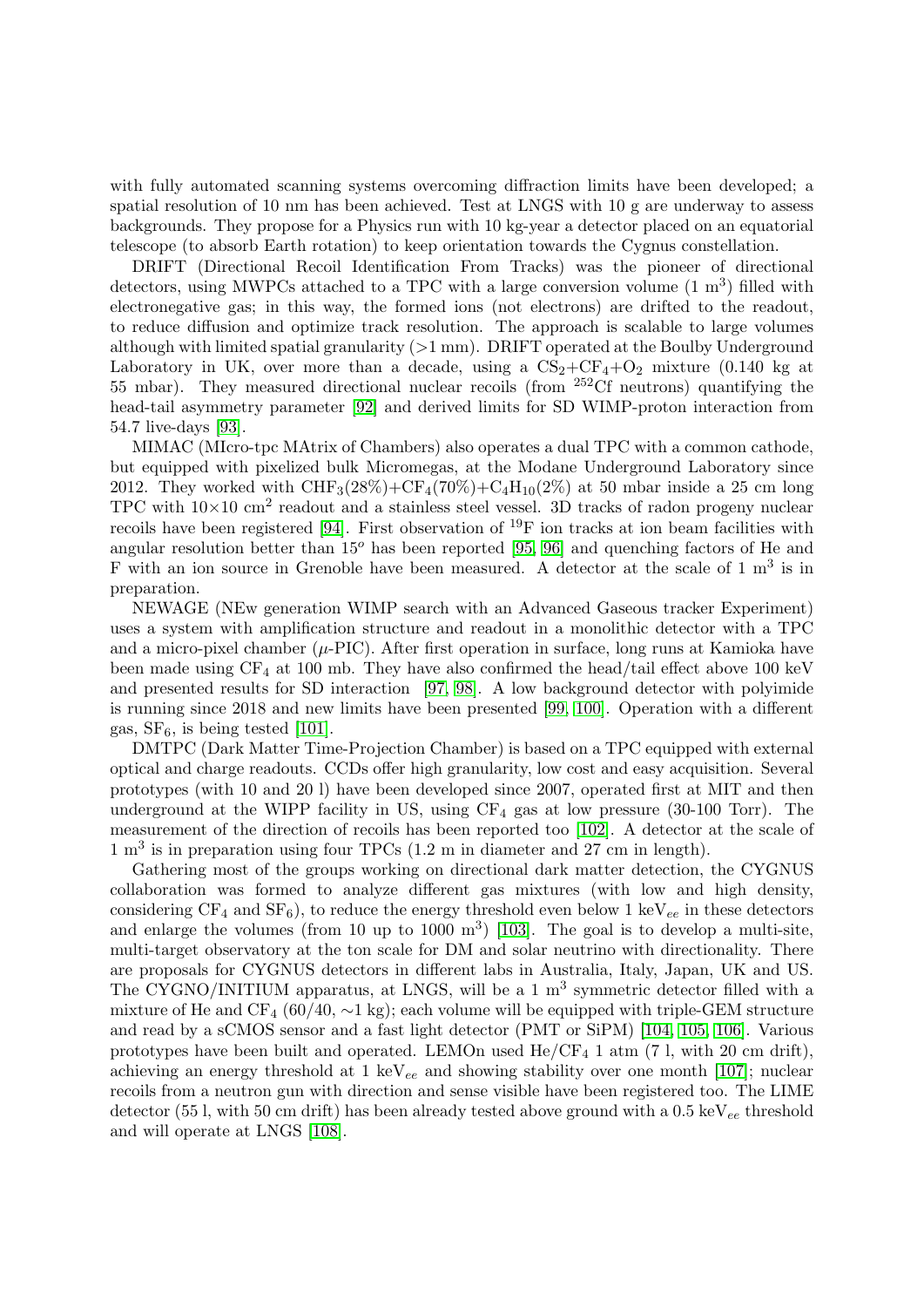with fully automated scanning systems overcoming diffraction limits have been developed; a spatial resolution of 10 nm has been achieved. Test at LNGS with 10 g are underway to assess backgrounds. They propose for a Physics run with 10 kg-year a detector placed on an equatorial telescope (to absorb Earth rotation) to keep orientation towards the Cygnus constellation.

DRIFT (Directional Recoil Identification From Tracks) was the pioneer of directional detectors, using MWPCs attached to a TPC with a large conversion volume (1 $m^3$) filled with electronegative gas; in this way, the formed ions (not electrons) are drifted to the readout, to reduce diffusion and optimize track resolution. The approach is scalable to large volumes although with limited spatial granularity (>1 mm). DRIFT operated at the Boulby Underground Laboratory in UK, over more than a decade, using a $CS_2$+$CF_4$+$O_2$ mixture (0.140 kg at 55 mbar). They measured directional nuclear recoils (from $^{252}$Cf neutrons) quantifying the head-tail asymmetry parameter [92] and derived limits for SD WIMP-proton interaction from 54.7 live-days [93].

MIMAC (MIcro-tpc MAtrix of Chambers) also operates a dual TPC with a common cathode, but equipped with pixelized bulk Micromegas, at the Modane Underground Laboratory since 2012. They worked with $CHF_3$(28%)+$CF_4$(70%)+$C_4H_{10}$(2%) at 50 mbar inside a 25 cm long TPC with 10×10 $cm^2$ readout and a stainless steel vessel. 3D tracks of radon progeny nuclear recoils have been registered [94]. First observation of $^{19}$F ion tracks at ion beam facilities with angular resolution better than $15^o$ has been reported [95, 96] and quenching factors of He and F with an ion source in Grenoble have been measured. A detector at the scale of 1 $m^3$ is in preparation.

NEWAGE (NEw generation WIMP search with an Advanced Gaseous tracker Experiment) uses a system with amplification structure and readout in a monolithic detector with a TPC and a micro-pixel chamber ($\mu$-PIC). After first operation in surface, long runs at Kamioka have been made using $CF_4$ at 100 mb. They have also confirmed the head/tail effect above 100 keV and presented results for SD interaction [97, 98]. A low background detector with polyimide is running since 2018 and new limits have been presented [99, 100]. Operation with a different gas, $SF_6$, is being tested [101].

DMTPC (Dark Matter Time-Projection Chamber) is based on a TPC equipped with external optical and charge readouts. CCDs offer high granularity, low cost and easy acquisition. Several prototypes (with 10 and 20 l) have been developed since 2007, operated first at MIT and then underground at the WIPP facility in US, using $CF_4$ gas at low pressure (30-100 Torr). The measurement of the direction of recoils has been reported too [102]. A detector at the scale of 1 $m^3$ is in preparation using four TPCs (1.2 m in diameter and 27 cm in length).

Gathering most of the groups working on directional dark matter detection, the CYGNUS collaboration was formed to analyze different gas mixtures (with low and high density, considering $CF_4$ and $SF_6$), to reduce the energy threshold even below 1 keV$_{ee}$ in these detectors and enlarge the volumes (from 10 up to 1000 $m^3$) [103]. The goal is to develop a multi-site, multi-target observatory at the ton scale for DM and solar neutrino with directionality. There are proposals for CYGNUS detectors in different labs in Australia, Italy, Japan, UK and US. The CYGNO/INITIUM apparatus, at LNGS, will be a 1 $m^3$ symmetric detector filled with a mixture of He and $CF_4$ (60/40, ∼1 kg); each volume will be equipped with triple-GEM structure and read by a sCMOS sensor and a fast light detector (PMT or SiPM) [104, 105, 106]. Various prototypes have been built and operated. LEMOn used He/$CF_4$ 1 atm (7 l, with 20 cm drift), achieving an energy threshold at 1 keV$_{ee}$ and showing stability over one month [107]; nuclear recoils from a neutron gun with direction and sense visible have been registered too. The LIME detector (55 l, with 50 cm drift) has been already tested above ground with a 0.5 keV$_{ee}$ threshold and will operate at LNGS [108].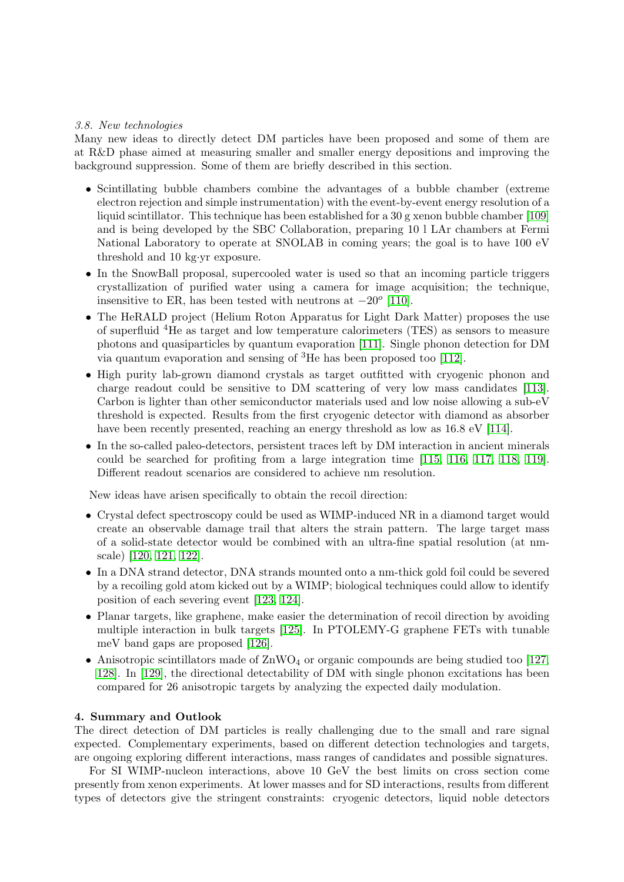*3.8. New technologies*

Many new ideas to directly detect DM particles have been proposed and some of them are at R&D phase aimed at measuring smaller and smaller energy depositions and improving the background suppression. Some of them are briefly described in this section.

- Scintillating bubble chambers combine the advantages of a bubble chamber (extreme electron rejection and simple instrumentation) with the event-by-event energy resolution of a liquid scintillator. This technique has been established for a 30 g xenon bubble chamber [109] and is being developed by the SBC Collaboration, preparing 10 l LAr chambers at Fermi National Laboratory to operate at SNOLAB in coming years; the goal is to have 100 eV threshold and 10 kg·yr exposure.
- In the SnowBall proposal, supercooled water is used so that an incoming particle triggers crystallization of purified water using a camera for image acquisition; the technique, insensitive to ER, has been tested with neutrons at $-20^{o}$ [110].
- The HeRALD project (Helium Roton Apparatus for Light Dark Matter) proposes the use of superfluid $^4$He as target and low temperature calorimeters (TES) as sensors to measure photons and quasiparticles by quantum evaporation [111]. Single phonon detection for DM via quantum evaporation and sensing of $^3$He has been proposed too [112].
- High purity lab-grown diamond crystals as target outfitted with cryogenic phonon and charge readout could be sensitive to DM scattering of very low mass candidates [113]. Carbon is lighter than other semiconductor materials used and low noise allowing a sub-eV threshold is expected. Results from the first cryogenic detector with diamond as absorber have been recently presented, reaching an energy threshold as low as 16.8 eV [114].
- In the so-called paleo-detectors, persistent traces left by DM interaction in ancient minerals could be searched for profiting from a large integration time [115, 116, 117, 118, 119]. Different readout scenarios are considered to achieve nm resolution.

New ideas have arisen specifically to obtain the recoil direction:

- Crystal defect spectroscopy could be used as WIMP-induced NR in a diamond target would create an observable damage trail that alters the strain pattern. The large target mass of a solid-state detector would be combined with an ultra-fine spatial resolution (at nm-scale) [120, 121, 122].
- In a DNA strand detector, DNA strands mounted onto a nm-thick gold foil could be severed by a recoiling gold atom kicked out by a WIMP; biological techniques could allow to identify position of each severing event [123, 124].
- Planar targets, like graphene, make easier the determination of recoil direction by avoiding multiple interaction in bulk targets [125]. In PTOLEMY-G graphene FETs with tunable meV band gaps are proposed [126].
- Anisotropic scintillators made of $ZnWO_4$ or organic compounds are being studied too [127, 128]. In [129], the directional detectability of DM with single phonon excitations has been compared for 26 anisotropic targets by analyzing the expected daily modulation.

## 4. Summary and Outlook

The direct detection of DM particles is really challenging due to the small and rare signal expected. Complementary experiments, based on different detection technologies and targets, are ongoing exploring different interactions, mass ranges of candidates and possible signatures.

For SI WIMP-nucleon interactions, above 10 GeV the best limits on cross section come presently from xenon experiments. At lower masses and for SD interactions, results from different types of detectors give the stringent constraints: cryogenic detectors, liquid noble detectors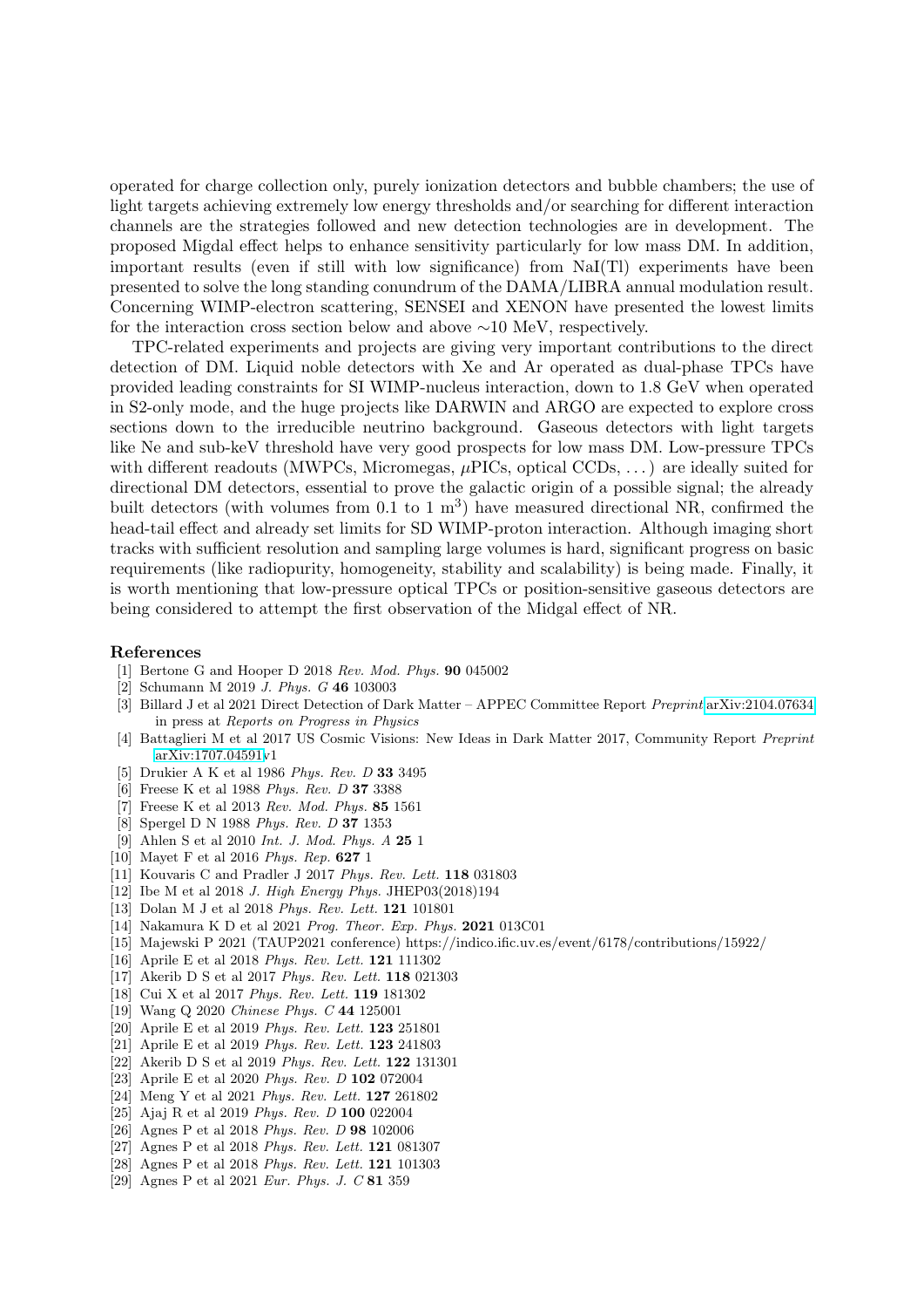operated for charge collection only, purely ionization detectors and bubble chambers; the use of light targets achieving extremely low energy thresholds and/or searching for different interaction channels are the strategies followed and new detection technologies are in development. The proposed Migdal effect helps to enhance sensitivity particularly for low mass DM. In addition, important results (even if still with low significance) from NaI(Tl) experiments have been presented to solve the long standing conundrum of the DAMA/LIBRA annual modulation result. Concerning WIMP-electron scattering, SENSEI and XENON have presented the lowest limits for the interaction cross section below and above ∼10 MeV, respectively.

TPC-related experiments and projects are giving very important contributions to the direct detection of DM. Liquid noble detectors with Xe and Ar operated as dual-phase TPCs have provided leading constraints for SI WIMP-nucleus interaction, down to 1.8 GeV when operated in S2-only mode, and the huge projects like DARWIN and ARGO are expected to explore cross sections down to the irreducible neutrino background. Gaseous detectors with light targets like Ne and sub-keV threshold have very good prospects for low mass DM. Low-pressure TPCs with different readouts (MWPCs, Micromegas, $\mu$PICs, optical CCDs, . . . ) are ideally suited for directional DM detectors, essential to prove the galactic origin of a possible signal; the already built detectors (with volumes from 0.1 to 1 $m^3$) have measured directional NR, confirmed the head-tail effect and already set limits for SD WIMP-proton interaction. Although imaging short tracks with sufficient resolution and sampling large volumes is hard, significant progress on basic requirements (like radiopurity, homogeneity, stability and scalability) is being made. Finally, it is worth mentioning that low-pressure optical TPCs or position-sensitive gaseous detectors are being considered to attempt the first observation of the Midgal effect of NR.

## References

[1] Bertone G and Hooper D 2018 *Rev. Mod. Phys.* **90** 045002

[2] Schumann M 2019 *J. Phys. G* **46** 103003

[3] Billard J et al 2021 Direct Detection of Dark Matter – APPEC Committee Report *Preprint* arXiv:2104.07634 in press at *Reports on Progress in Physics*

[4] Battaglieri M et al 2017 US Cosmic Visions: New Ideas in Dark Matter 2017, Community Report *Preprint* arXiv:1707.04591v1

[5] Drukier A K et al 1986 *Phys. Rev. D* **33** 3495

[6] Freese K et al 1988 *Phys. Rev. D* **37** 3388

[7] Freese K et al 2013 *Rev. Mod. Phys.* **85** 1561

[8] Spergel D N 1988 *Phys. Rev. D* **37** 1353

[9] Ahlen S et al 2010 *Int. J. Mod. Phys. A* **25** 1

[10] Mayet F et al 2016 *Phys. Rep.* **627** 1

[11] Kouvaris C and Pradler J 2017 *Phys. Rev. Lett.* **118** 031803

[12] Ibe M et al 2018 *J. High Energy Phys.* JHEP03(2018)194

[13] Dolan M J et al 2018 *Phys. Rev. Lett.* **121** 101801

[14] Nakamura K D et al 2021 *Prog. Theor. Exp. Phys.* **2021** 013C01

[15] Majewski P 2021 (TAUP2021 conference) https://indico.ific.uv.es/event/6178/contributions/15922/

[16] Aprile E et al 2018 *Phys. Rev. Lett.* **121** 111302

[17] Akerib D S et al 2017 *Phys. Rev. Lett.* **118** 021303

[18] Cui X et al 2017 *Phys. Rev. Lett.* **119** 181302

[19] Wang Q 2020 *Chinese Phys. C* **44** 125001

[20] Aprile E et al 2019 *Phys. Rev. Lett.* **123** 251801

[21] Aprile E et al 2019 *Phys. Rev. Lett.* **123** 241803

[22] Akerib D S et al 2019 *Phys. Rev. Lett.* **122** 131301

[23] Aprile E et al 2020 *Phys. Rev. D* **102** 072004

[24] Meng Y et al 2021 *Phys. Rev. Lett.* **127** 261802

[25] Ajaj R et al 2019 *Phys. Rev. D* **100** 022004

[26] Agnes P et al 2018 *Phys. Rev. D* **98** 102006

[27] Agnes P et al 2018 *Phys. Rev. Lett.* **121** 081307

[28] Agnes P et al 2018 *Phys. Rev. Lett.* **121** 101303

[29] Agnes P et al 2021 *Eur. Phys. J. C* **81** 359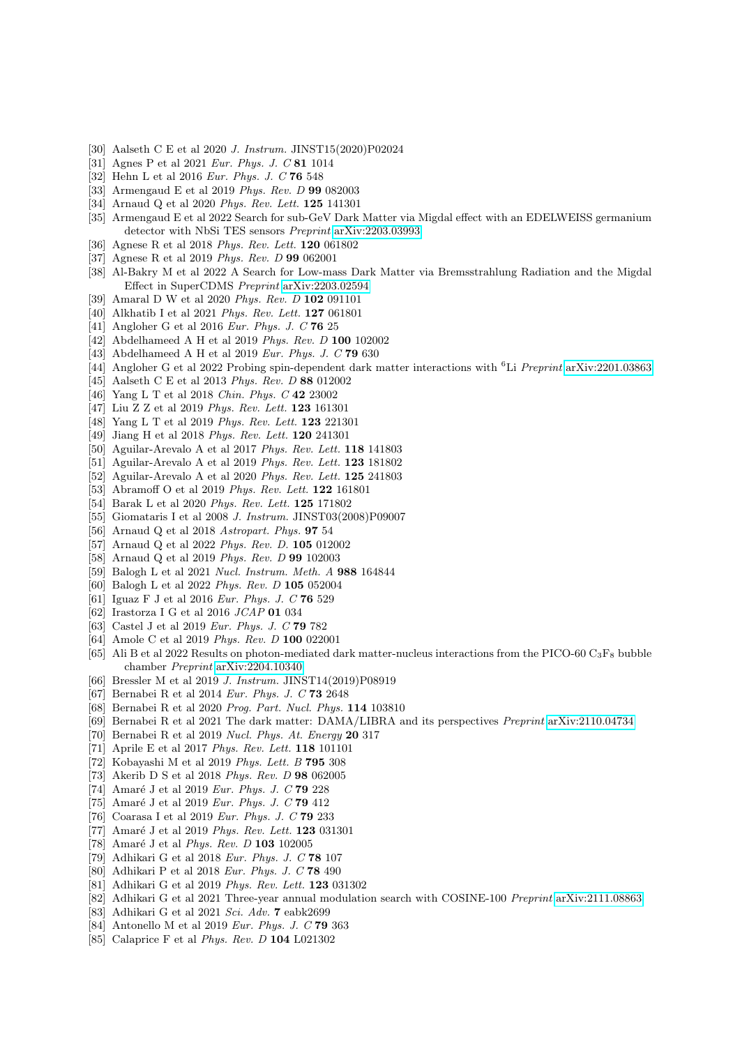[30] Aalseth C E et al 2020 *J. Instrum.* JINST15(2020)P02024
[31] Agnes P et al 2021 *Eur. Phys. J. C* **81** 1014
[32] Hehn L et al 2016 *Eur. Phys. J. C* **76** 548
[33] Armengaud E et al 2019 *Phys. Rev. D* **99** 082003
[34] Arnaud Q et al 2020 *Phys. Rev. Lett.* **125** 141301
[35] Armengaud E et al 2022 Search for sub-GeV Dark Matter via Migdal effect with an EDELWEISS germanium detector with NbSi TES sensors *Preprint* arXiv:2203.03993
[36] Agnese R et al 2018 *Phys. Rev. Lett.* **120** 061802
[37] Agnese R et al 2019 *Phys. Rev. D* **99** 062001
[38] Al-Bakry M et al 2022 A Search for Low-mass Dark Matter via Bremsstrahlung Radiation and the Migdal Effect in SuperCDMS *Preprint* arXiv:2203.02594
[39] Amaral D W et al 2020 *Phys. Rev. D* **102** 091101
[40] Alkhatib I et al 2021 *Phys. Rev. Lett.* **127** 061801
[41] Angloher G et al 2016 *Eur. Phys. J. C* **76** 25
[42] Abdelhameed A H et al 2019 *Phys. Rev. D* **100** 102002
[43] Abdelhameed A H et al 2019 *Eur. Phys. J. C* **79** 630
[44] Angloher G et al 2022 Probing spin-dependent dark matter interactions with $^{6}$Li *Preprint* arXiv:2201.03863
[45] Aalseth C E et al 2013 *Phys. Rev. D* **88** 012002
[46] Yang L T et al 2018 *Chin. Phys. C* **42** 23002
[47] Liu Z Z et al 2019 *Phys. Rev. Lett.* **123** 161301
[48] Yang L T et al 2019 *Phys. Rev. Lett.* **123** 221301
[49] Jiang H et al 2018 *Phys. Rev. Lett.* **120** 241301
[50] Aguilar-Arevalo A et al 2017 *Phys. Rev. Lett.* **118** 141803
[51] Aguilar-Arevalo A et al 2019 *Phys. Rev. Lett.* **123** 181802
[52] Aguilar-Arevalo A et al 2020 *Phys. Rev. Lett.* **125** 241803
[53] Abramoff O et al 2019 *Phys. Rev. Lett.* **122** 161801
[54] Barak L et al 2020 *Phys. Rev. Lett.* **125** 171802
[55] Giomataris I et al 2008 *J. Instrum.* JINST03(2008)P09007
[56] Arnaud Q et al 2018 *Astropart. Phys.* **97** 54
[57] Arnaud Q et al 2022 *Phys. Rev. D.* **105** 012002
[58] Arnaud Q et al 2019 *Phys. Rev. D* **99** 102003
[59] Balogh L et al 2021 *Nucl. Instrum. Meth. A* **988** 164844
[60] Balogh L et al 2022 *Phys. Rev. D* **105** 052004
[61] Iguaz F J et al 2016 *Eur. Phys. J. C* **76** 529
[62] Irastorza I G et al 2016 *JCAP* **01** 034
[63] Castel J et al 2019 *Eur. Phys. J. C* **79** 782
[64] Amole C et al 2019 *Phys. Rev. D* **100** 022001
[65] Ali B et al 2022 Results on photon-mediated dark matter-nucleus interactions from the PICO-60 $C_3F_8$ bubble chamber *Preprint* arXiv:2204.10340
[66] Bressler M et al 2019 *J. Instrum.* JINST14(2019)P08919
[67] Bernabei R et al 2014 *Eur. Phys. J. C* **73** 2648
[68] Bernabei R et al 2020 *Prog. Part. Nucl. Phys.* **114** 103810
[69] Bernabei R et al 2021 The dark matter: DAMA/LIBRA and its perspectives *Preprint* arXiv:2110.04734
[70] Bernabei R et al 2019 *Nucl. Phys. At. Energy* **20** 317
[71] Aprile E et al 2017 *Phys. Rev. Lett.* **118** 101101
[72] Kobayashi M et al 2019 *Phys. Lett. B* **795** 308
[73] Akerib D S et al 2018 *Phys. Rev. D* **98** 062005
[74] Amaré J et al 2019 *Eur. Phys. J. C* **79** 228
[75] Amaré J et al 2019 *Eur. Phys. J. C* **79** 412
[76] Coarasa I et al 2019 *Eur. Phys. J. C* **79** 233
[77] Amaré J et al 2019 *Phys. Rev. Lett.* **123** 031301
[78] Amaré J et al *Phys. Rev. D* **103** 102005
[79] Adhikari G et al 2018 *Eur. Phys. J. C* **78** 107
[80] Adhikari P et al 2018 *Eur. Phys. J. C* **78** 490
[81] Adhikari G et al 2019 *Phys. Rev. Lett.* **123** 031302
[82] Adhikari G et al 2021 Three-year annual modulation search with COSINE-100 *Preprint* arXiv:2111.08863
[83] Adhikari G et al 2021 *Sci. Adv.* **7** eabk2699
[84] Antonello M et al 2019 *Eur. Phys. J. C* **79** 363
[85] Calaprice F et al *Phys. Rev. D* **104** L021302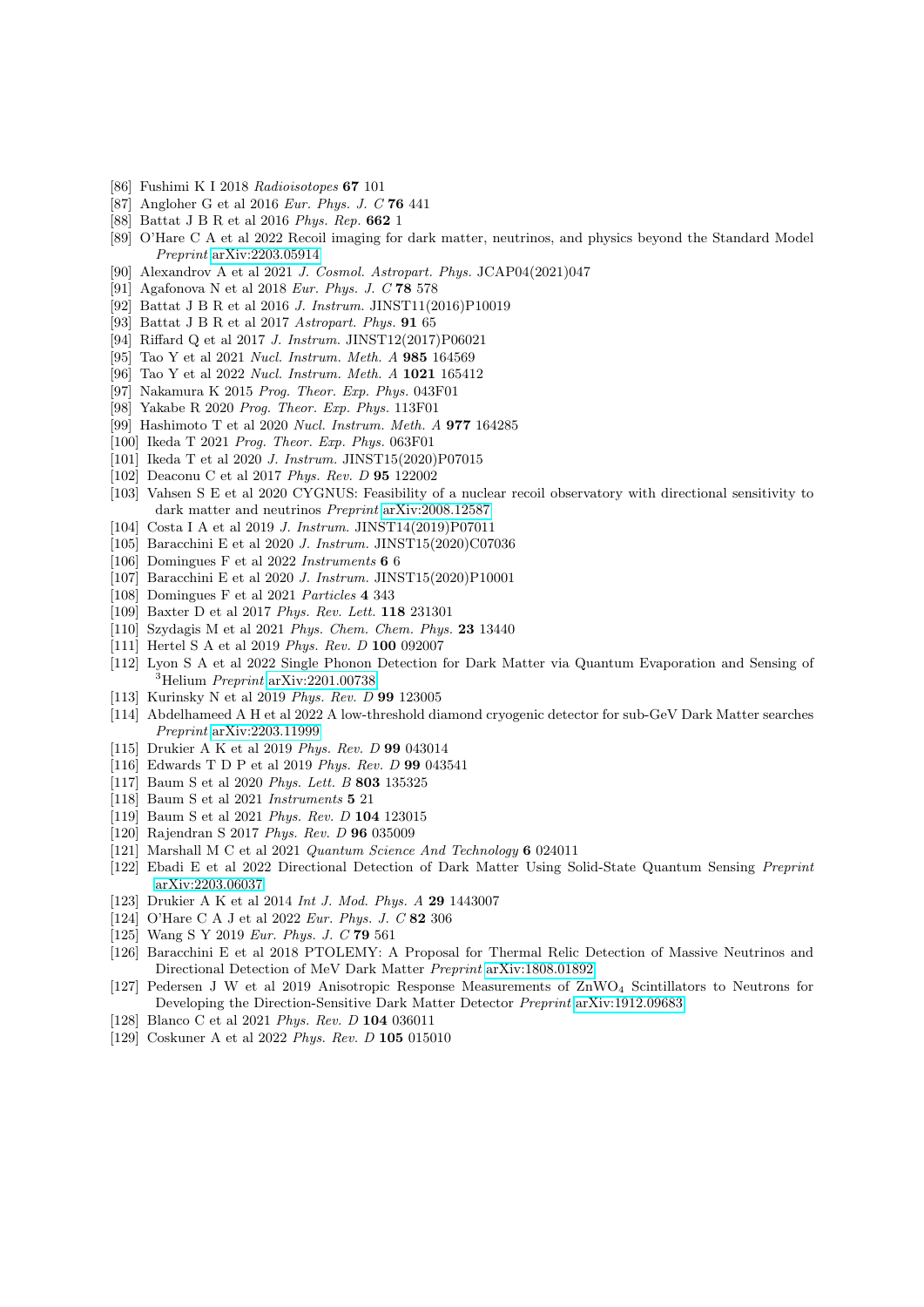[86] Fushimi K I 2018 *Radioisotopes* **67** 101

[87] Angloher G et al 2016 *Eur. Phys. J. C* **76** 441

[88] Battat J B R et al 2016 *Phys. Rep.* **662** 1

[89] O'Hare C A et al 2022 Recoil imaging for dark matter, neutrinos, and physics beyond the Standard Model *Preprint* arXiv:2203.05914

[90] Alexandrov A et al 2021 *J. Cosmol. Astropart. Phys.* JCAP04(2021)047

[91] Agafonova N et al 2018 *Eur. Phys. J. C* **78** 578

[92] Battat J B R et al 2016 *J. Instrum.* JINST11(2016)P10019

[93] Battat J B R et al 2017 *Astropart. Phys.* **91** 65

[94] Riffard Q et al 2017 *J. Instrum.* JINST12(2017)P06021

[95] Tao Y et al 2021 *Nucl. Instrum. Meth. A* **985** 164569

[96] Tao Y et al 2022 *Nucl. Instrum. Meth. A* **1021** 165412

[97] Nakamura K 2015 *Prog. Theor. Exp. Phys.* 043F01

[98] Yakabe R 2020 *Prog. Theor. Exp. Phys.* 113F01

[99] Hashimoto T et al 2020 *Nucl. Instrum. Meth. A* **977** 164285

[100] Ikeda T 2021 *Prog. Theor. Exp. Phys.* 063F01

[101] Ikeda T et al 2020 *J. Instrum.* JINST15(2020)P07015

[102] Deaconu C et al 2017 *Phys. Rev. D* **95** 122002

[103] Vahsen S E et al 2020 CYGNUS: Feasibility of a nuclear recoil observatory with directional sensitivity to dark matter and neutrinos *Preprint* arXiv:2008.12587

[104] Costa I A et al 2019 *J. Instrum.* JINST14(2019)P07011

[105] Baracchini E et al 2020 *J. Instrum.* JINST15(2020)C07036

[106] Domingues F et al 2022 *Instruments* **6** 6

[107] Baracchini E et al 2020 *J. Instrum.* JINST15(2020)P10001

[108] Domingues F et al 2021 *Particles* **4** 343

[109] Baxter D et al 2017 *Phys. Rev. Lett.* **118** 231301

[110] Szydagis M et al 2021 *Phys. Chem. Chem. Phys.* **23** 13440

[111] Hertel S A et al 2019 *Phys. Rev. D* **100** 092007

[112] Lyon S A et al 2022 Single Phonon Detection for Dark Matter via Quantum Evaporation and Sensing of $^{3}$Helium *Preprint* arXiv:2201.00738

[113] Kurinsky N et al 2019 *Phys. Rev. D* **99** 123005

[114] Abdelhameed A H et al 2022 A low-threshold diamond cryogenic detector for sub-GeV Dark Matter searches *Preprint* arXiv:2203.11999

[115] Drukier A K et al 2019 *Phys. Rev. D* **99** 043014

[116] Edwards T D P et al 2019 *Phys. Rev. D* **99** 043541

[117] Baum S et al 2020 *Phys. Lett. B* **803** 135325

[118] Baum S et al 2021 *Instruments* **5** 21

[119] Baum S et al 2021 *Phys. Rev. D* **104** 123015

[120] Rajendran S 2017 *Phys. Rev. D* **96** 035009

[121] Marshall M C et al 2021 *Quantum Science And Technology* **6** 024011

[122] Ebadi E et al 2022 Directional Detection of Dark Matter Using Solid-State Quantum Sensing *Preprint* arXiv:2203.06037

[123] Drukier A K et al 2014 *Int J. Mod. Phys. A* **29** 1443007

[124] O'Hare C A J et al 2022 *Eur. Phys. J. C* **82** 306

[125] Wang S Y 2019 *Eur. Phys. J. C* **79** 561

[126] Baracchini E et al 2018 PTOLEMY: A Proposal for Thermal Relic Detection of Massive Neutrinos and Directional Detection of MeV Dark Matter *Preprint* arXiv:1808.01892

[127] Pedersen J W et al 2019 Anisotropic Response Measurements of $ZnWO_4$ Scintillators to Neutrons for Developing the Direction-Sensitive Dark Matter Detector *Preprint* arXiv:1912.09683

[128] Blanco C et al 2021 *Phys. Rev. D* **104** 036011

[129] Coskuner A et al 2022 *Phys. Rev. D* **105** 015010